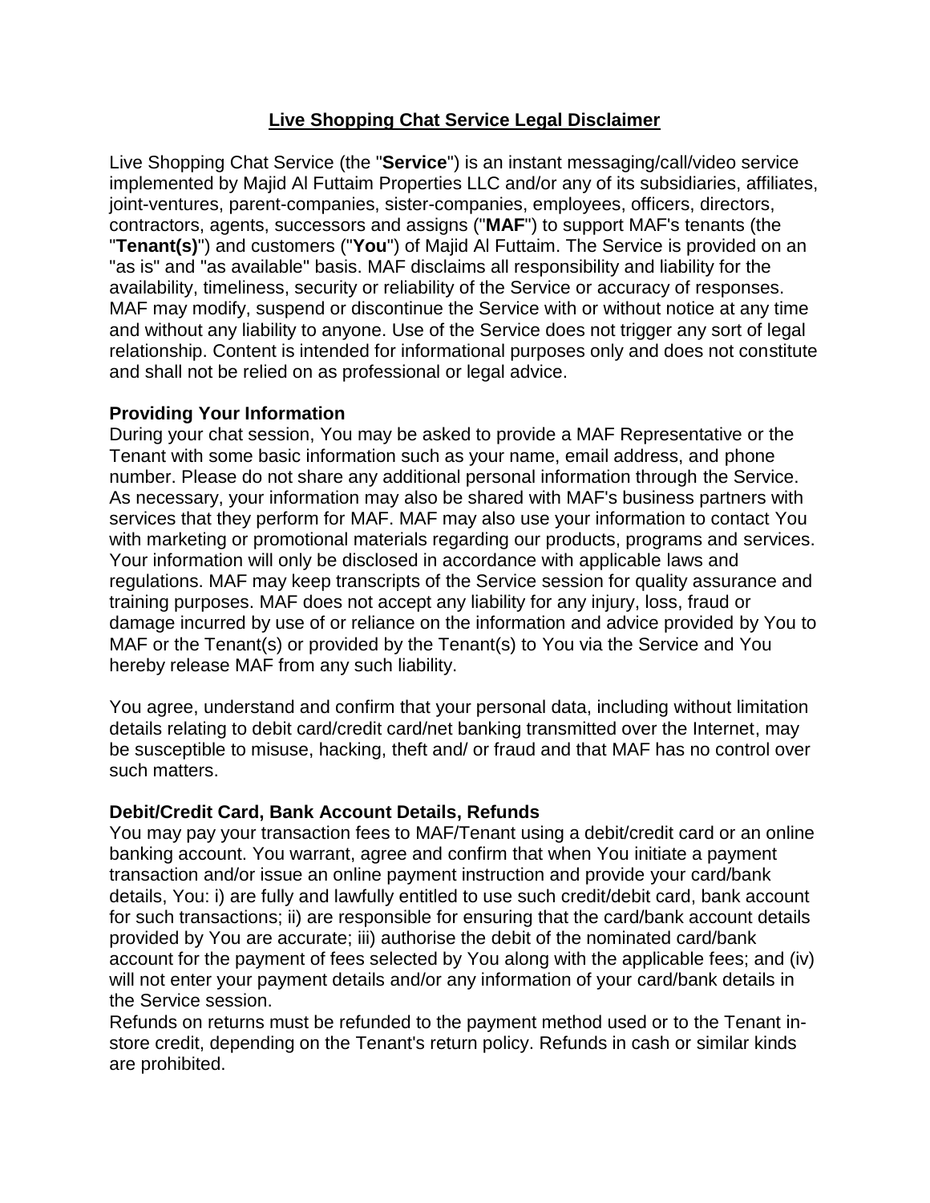# <u>Live Shopping Chat Service Legal Disclaimer</u>

Live Shopping Chat Service (the "**Service**") is an instant messaging/call/video service implemented by Majid Al Futtaim Properties LLC and/or any of its subsidiaries, affiliates, joint-ventures, parent-companies, sister-companies, employees, officers, directors, contractors, agents, successors and assigns ("**MAF**") to support MAF's tenants (the "**Tenant(s)**") and customers ("**You**") of Majid Al Futtaim. The Service is provided on an "as is" and "as available" basis. MAF disclaims all responsibility and liability for the availability, timeliness, security or reliability of the Service or accuracy of responses. MAF may modify, suspend or discontinue the Service with or without notice at any time and without any liability to anyone. Use of the Service does not trigger any sort of legal relationship. Content is intended for informational purposes only and does not constitute and shall not be relied on as professional or legal advice.

**Providing Your Information**

During your chat session, You may be asked to provide a MAF Representative or the Tenant with some basic information such as your name, email address, and phone number. Please do not share any additional personal information through the Service. As necessary, your information may also be shared with MAF's business partners with services that they perform for MAF. MAF may also use your information to contact You with marketing or promotional materials regarding our products, programs and services. Your information will only be disclosed in accordance with applicable laws and regulations. MAF may keep transcripts of the Service session for quality assurance and training purposes. MAF does not accept any liability for any injury, loss, fraud or damage incurred by use of or reliance on the information and advice provided by You to MAF or the Tenant(s) or provided by the Tenant(s) to You via the Service and You hereby release MAF from any such liability.

You agree, understand and confirm that your personal data, including without limitation details relating to debit card/credit card/net banking transmitted over the Internet, may be susceptible to misuse, hacking, theft and/ or fraud and that MAF has no control over such matters.

**Debit/Credit Card, Bank Account Details, Refunds**

You may pay your transaction fees to MAF/Tenant using a debit/credit card or an online banking account. You warrant, agree and confirm that when You initiate a payment transaction and/or issue an online payment instruction and provide your card/bank details, You: i) are fully and lawfully entitled to use such credit/debit card, bank account for such transactions; ii) are responsible for ensuring that the card/bank account details provided by You are accurate; iii) authorise the debit of the nominated card/bank account for the payment of fees selected by You along with the applicable fees; and (iv) will not enter your payment details and/or any information of your card/bank details in the Service session.

Refunds on returns must be refunded to the payment method used or to the Tenant in-store credit, depending on the Tenant's return policy. Refunds in cash or similar kinds are prohibited.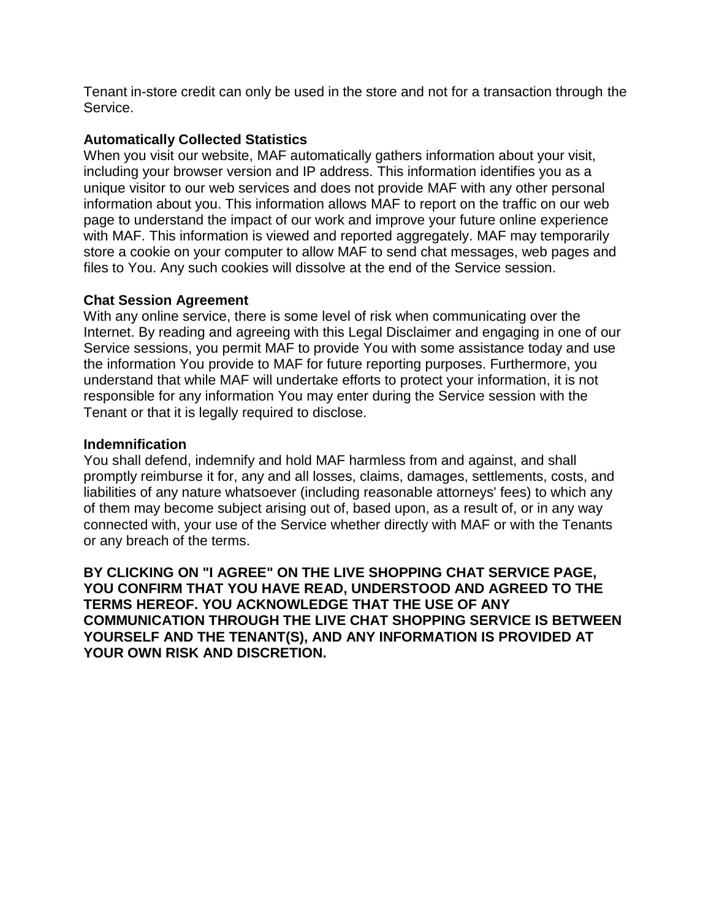Tenant in-store credit can only be used in the store and not for a transaction through the Service.

**Automatically Collected Statistics**
When you visit our website, MAF automatically gathers information about your visit, including your browser version and IP address. This information identifies you as a unique visitor to our web services and does not provide MAF with any other personal information about you. This information allows MAF to report on the traffic on our web page to understand the impact of our work and improve your future online experience with MAF. This information is viewed and reported aggregately. MAF may temporarily store a cookie on your computer to allow MAF to send chat messages, web pages and files to You. Any such cookies will dissolve at the end of the Service session.

**Chat Session Agreement**
With any online service, there is some level of risk when communicating over the Internet. By reading and agreeing with this Legal Disclaimer and engaging in one of our Service sessions, you permit MAF to provide You with some assistance today and use the information You provide to MAF for future reporting purposes. Furthermore, you understand that while MAF will undertake efforts to protect your information, it is not responsible for any information You may enter during the Service session with the Tenant or that it is legally required to disclose.

**Indemnification**
You shall defend, indemnify and hold MAF harmless from and against, and shall promptly reimburse it for, any and all losses, claims, damages, settlements, costs, and liabilities of any nature whatsoever (including reasonable attorneys' fees) to which any of them may become subject arising out of, based upon, as a result of, or in any way connected with, your use of the Service whether directly with MAF or with the Tenants or any breach of the terms.

**BY CLICKING ON "I AGREE" ON THE LIVE SHOPPING CHAT SERVICE PAGE, YOU CONFIRM THAT YOU HAVE READ, UNDERSTOOD AND AGREED TO THE TERMS HEREOF. YOU ACKNOWLEDGE THAT THE USE OF ANY COMMUNICATION THROUGH THE LIVE CHAT SHOPPING SERVICE IS BETWEEN YOURSELF AND THE TENANT(S), AND ANY INFORMATION IS PROVIDED AT YOUR OWN RISK AND DISCRETION.**